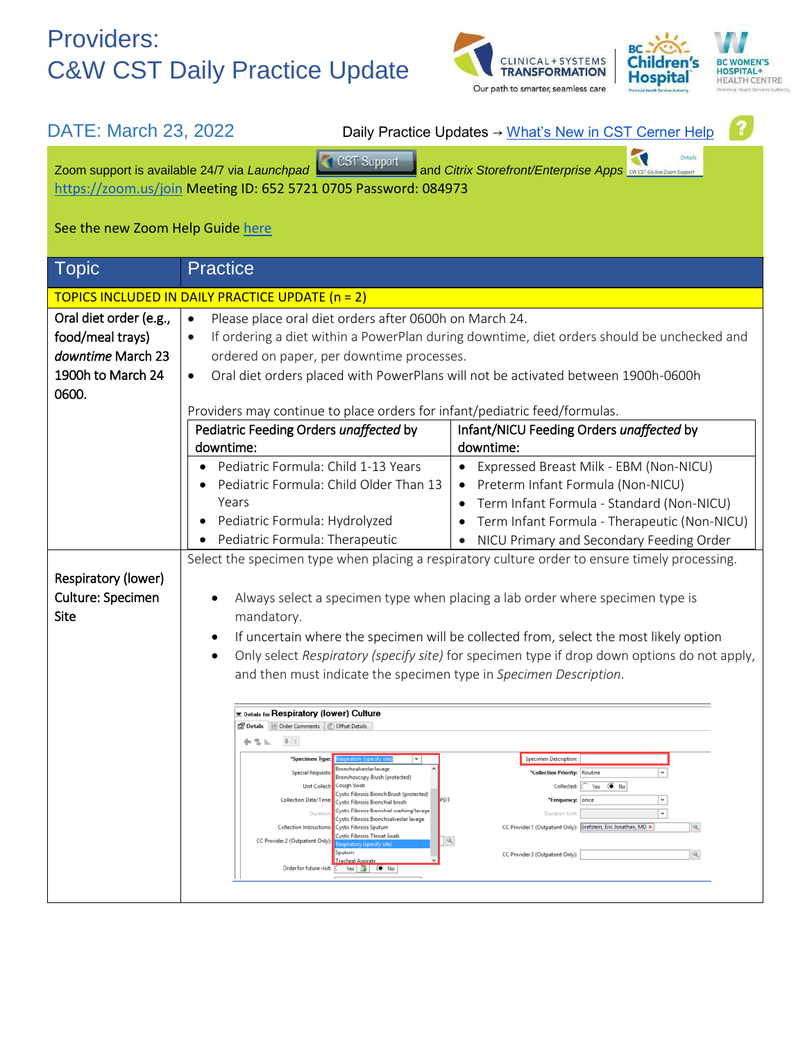# Providers:
# C&W CST Daily Practice Update

DATE: March 23, 2022

Daily Practice Updates → What's New in CST Cerner Help

Zoom support is available 24/7 via *Launchpad* CST Support and *Citrix Storefront/Enterprise Apps*
https://zoom.us/join Meeting ID: 652 5721 0705 Password: 084973

See the new Zoom Help Guide here

| Topic | Practice |
|---|---|
| **TOPICS INCLUDED IN DAILY PRACTICE UPDATE (n = 2)** | |
| Oral diet order (e.g., food/meal trays) *downtime* March 23 1900h to March 24 0600. | • Please place oral diet orders after 0600h on March 24.<br>• If ordering a diet within a PowerPlan during downtime, diet orders should be unchecked and ordered on paper, per downtime processes.<br>• Oral diet orders placed with PowerPlans will not be activated between 1900h-0600h<br><br>Providers may continue to place orders for infant/pediatric feed/formulas.<br><br>**Pediatric Feeding Orders *unaffected* by downtime:**<br>• Pediatric Formula: Child 1-13 Years<br>• Pediatric Formula: Child Older Than 13 Years<br>• Pediatric Formula: Hydrolyzed<br>• Pediatric Formula: Therapeutic<br><br>**Infant/NICU Feeding Orders *unaffected* by downtime:**<br>• Expressed Breast Milk - EBM (Non-NICU)<br>• Preterm Infant Formula (Non-NICU)<br>• Term Infant Formula - Standard (Non-NICU)<br>• Term Infant Formula - Therapeutic (Non-NICU)<br>• NICU Primary and Secondary Feeding Order |
| Respiratory (lower) Culture: Specimen Site | Select the specimen type when placing a respiratory culture order to ensure timely processing.<br><br>• Always select a specimen type when placing a lab order where specimen type is mandatory.<br>• If uncertain where the specimen will be collected from, select the most likely option<br>• Only select *Respiratory (specify site)* for specimen type if drop down options do not apply, and then must indicate the specimen type in *Specimen Description*. |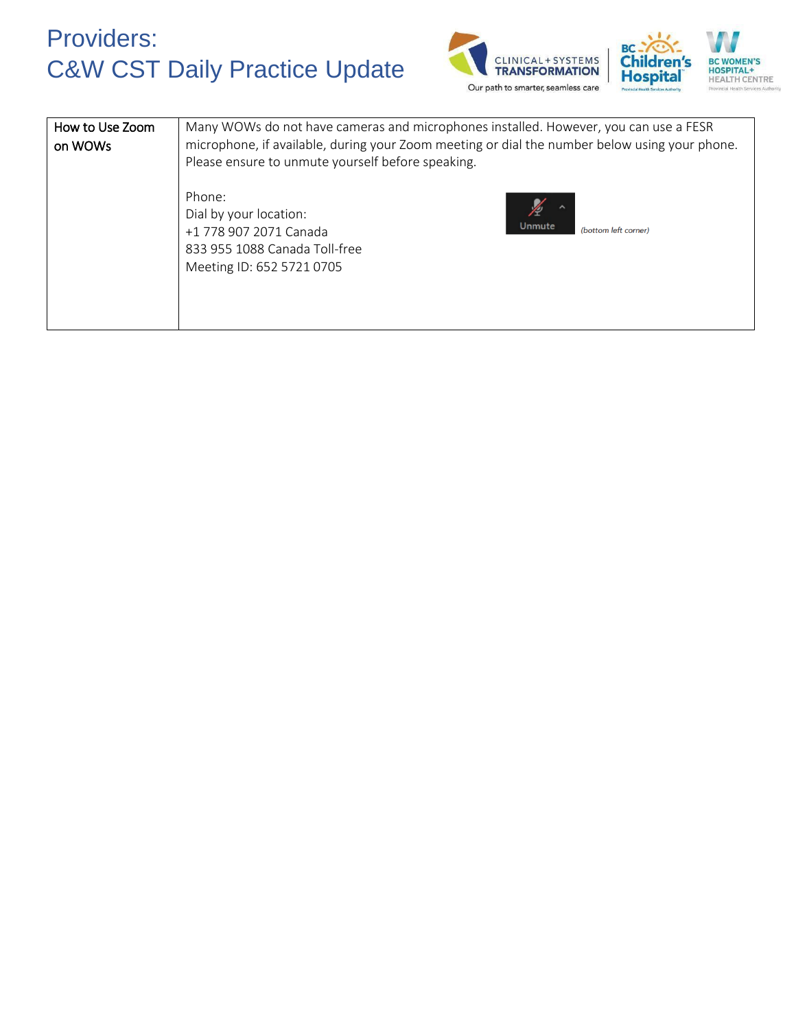# Providers:
# C&W CST Daily Practice Update

| | |
|---|---|
| How to Use Zoom on WOWs | Many WOWs do not have cameras and microphones installed. However, you can use a FESR microphone, if available, during your Zoom meeting or dial the number below using your phone. Please ensure to unmute yourself before speaking.<br><br>Phone:<br>Dial by your location:<br>+1 778 907 2071 Canada<br>833 955 1088 Canada Toll-free<br>Meeting ID: 652 5721 0705<br><br>Unmute *(bottom left corner)* |